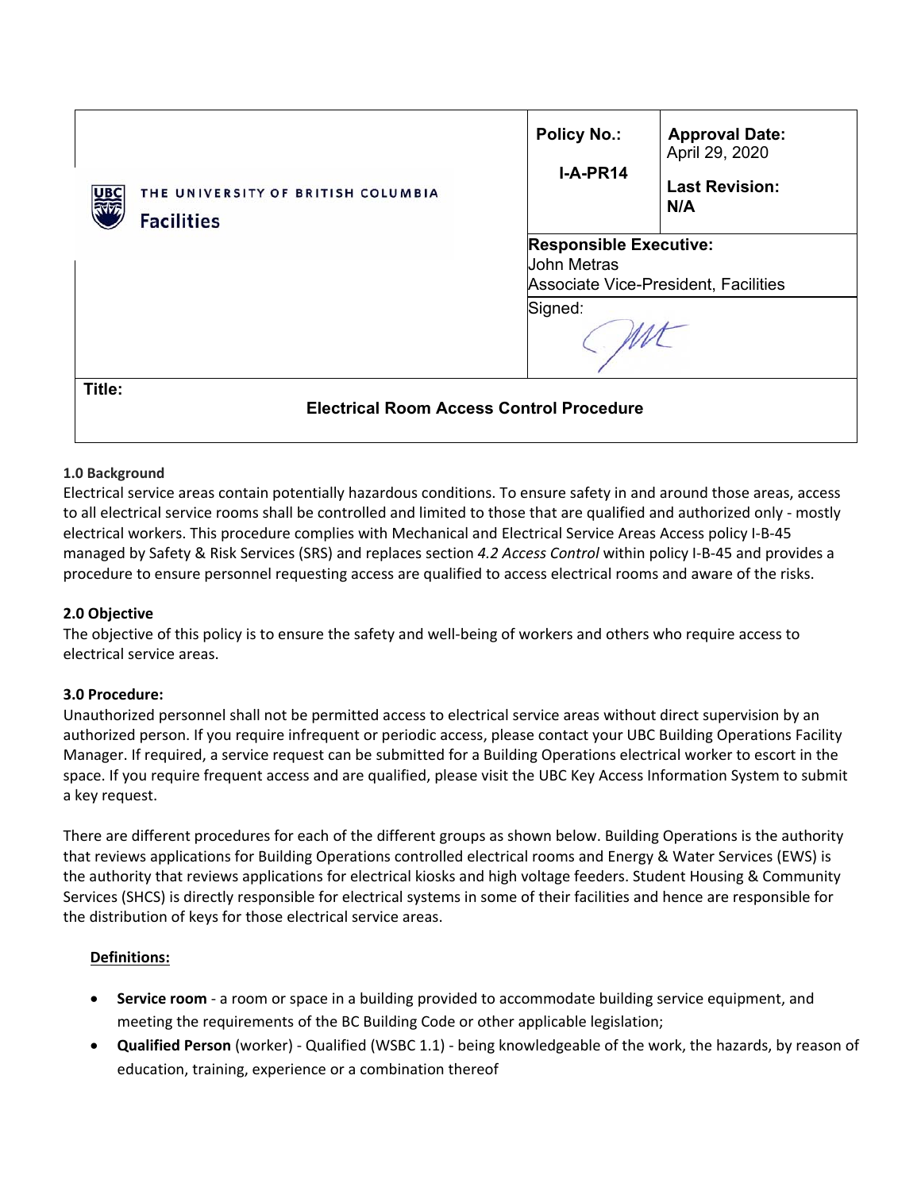| THE UNIVERSITY OF BRITISH COLUMBIA Facilities | Policy No.: I-A-PR14 | Approval Date: April 29, 2020 Last Revision: N/A |
|---|---|---|
| | Responsible Executive: John Metras Associate Vice-President, Facilities | |
| | Signed: | |
| Title: Electrical Room Access Control Procedure | | |

**1.0 Background**

Electrical service areas contain potentially hazardous conditions. To ensure safety in and around those areas, access to all electrical service rooms shall be controlled and limited to those that are qualified and authorized only - mostly electrical workers. This procedure complies with Mechanical and Electrical Service Areas Access policy I-B-45 managed by Safety & Risk Services (SRS) and replaces section *4.2 Access Control* within policy I-B-45 and provides a procedure to ensure personnel requesting access are qualified to access electrical rooms and aware of the risks.

**2.0 Objective**

The objective of this policy is to ensure the safety and well-being of workers and others who require access to electrical service areas.

**3.0 Procedure:**

Unauthorized personnel shall not be permitted access to electrical service areas without direct supervision by an authorized person. If you require infrequent or periodic access, please contact your UBC Building Operations Facility Manager. If required, a service request can be submitted for a Building Operations electrical worker to escort in the space. If you require frequent access and are qualified, please visit the UBC Key Access Information System to submit a key request.

There are different procedures for each of the different groups as shown below. Building Operations is the authority that reviews applications for Building Operations controlled electrical rooms and Energy & Water Services (EWS) is the authority that reviews applications for electrical kiosks and high voltage feeders. Student Housing & Community Services (SHCS) is directly responsible for electrical systems in some of their facilities and hence are responsible for the distribution of keys for those electrical service areas.

**Definitions:**

- **Service room** - a room or space in a building provided to accommodate building service equipment, and meeting the requirements of the BC Building Code or other applicable legislation;
- **Qualified Person** (worker) - Qualified (WSBC 1.1) - being knowledgeable of the work, the hazards, by reason of education, training, experience or a combination thereof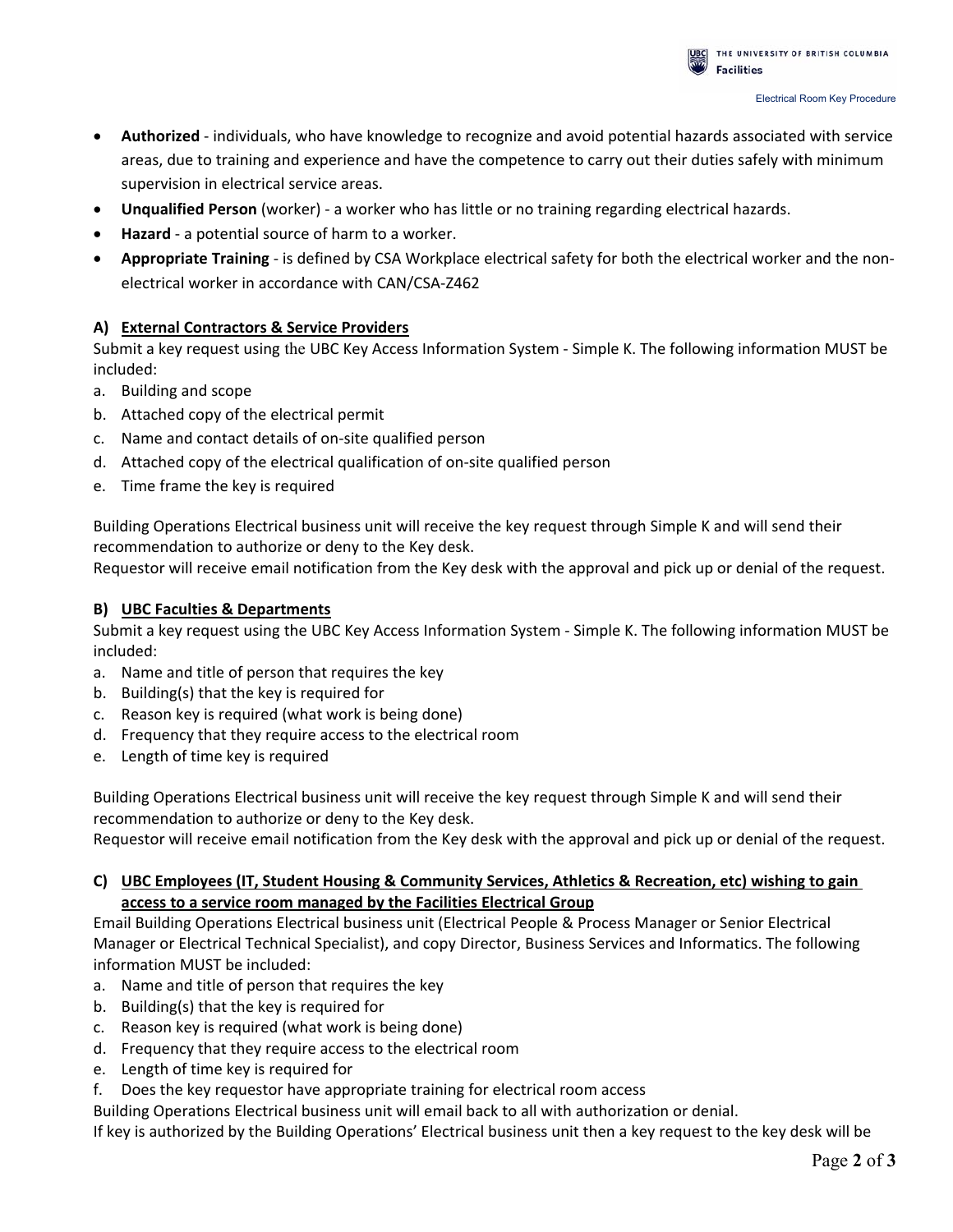- **Authorized** - individuals, who have knowledge to recognize and avoid potential hazards associated with service areas, due to training and experience and have the competence to carry out their duties safely with minimum supervision in electrical service areas.
- **Unqualified Person** (worker) - a worker who has little or no training regarding electrical hazards.
- **Hazard** - a potential source of harm to a worker.
- **Appropriate Training** - is defined by CSA Workplace electrical safety for both the electrical worker and the non-electrical worker in accordance with CAN/CSA-Z462

### A) External Contractors & Service Providers

Submit a key request using the UBC Key Access Information System - Simple K. The following information MUST be included:

a. Building and scope
b. Attached copy of the electrical permit
c. Name and contact details of on-site qualified person
d. Attached copy of the electrical qualification of on-site qualified person
e. Time frame the key is required

Building Operations Electrical business unit will receive the key request through Simple K and will send their recommendation to authorize or deny to the Key desk.
Requestor will receive email notification from the Key desk with the approval and pick up or denial of the request.

### B) UBC Faculties & Departments

Submit a key request using the UBC Key Access Information System - Simple K. The following information MUST be included:

a. Name and title of person that requires the key
b. Building(s) that the key is required for
c. Reason key is required (what work is being done)
d. Frequency that they require access to the electrical room
e. Length of time key is required

Building Operations Electrical business unit will receive the key request through Simple K and will send their recommendation to authorize or deny to the Key desk.
Requestor will receive email notification from the Key desk with the approval and pick up or denial of the request.

### C) UBC Employees (IT, Student Housing & Community Services, Athletics & Recreation, etc) wishing to gain access to a service room managed by the Facilities Electrical Group

Email Building Operations Electrical business unit (Electrical People & Process Manager or Senior Electrical Manager or Electrical Technical Specialist), and copy Director, Business Services and Informatics. The following information MUST be included:

a. Name and title of person that requires the key
b. Building(s) that the key is required for
c. Reason key is required (what work is being done)
d. Frequency that they require access to the electrical room
e. Length of time key is required for
f. Does the key requestor have appropriate training for electrical room access

Building Operations Electrical business unit will email back to all with authorization or denial.
If key is authorized by the Building Operations' Electrical business unit then a key request to the key desk will be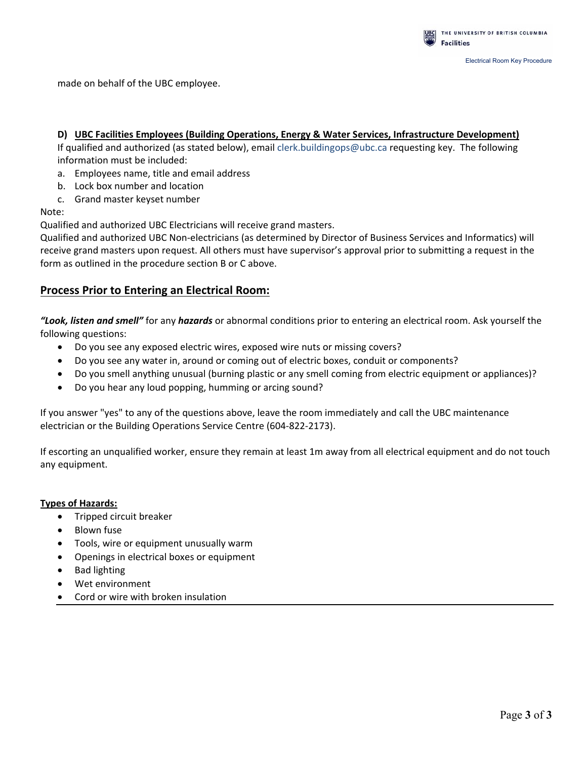made on behalf of the UBC employee.

**D) <u>UBC Facilities Employees (Building Operations, Energy & Water Services, Infrastructure Development)</u>**

If qualified and authorized (as stated below), email clerk.buildingops@ubc.ca requesting key. The following information must be included:

a. Employees name, title and email address
b. Lock box number and location
c. Grand master keyset number

Note:

Qualified and authorized UBC Electricians will receive grand masters.

Qualified and authorized UBC Non-electricians (as determined by Director of Business Services and Informatics) will receive grand masters upon request. All others must have supervisor's approval prior to submitting a request in the form as outlined in the procedure section B or C above.

## Process Prior to Entering an Electrical Room:

***"Look, listen and smell"*** for any ***hazards*** or abnormal conditions prior to entering an electrical room. Ask yourself the following questions:

- Do you see any exposed electric wires, exposed wire nuts or missing covers?
- Do you see any water in, around or coming out of electric boxes, conduit or components?
- Do you smell anything unusual (burning plastic or any smell coming from electric equipment or appliances)?
- Do you hear any loud popping, humming or arcing sound?

If you answer "yes" to any of the questions above, leave the room immediately and call the UBC maintenance electrician or the Building Operations Service Centre (604-822-2173).

If escorting an unqualified worker, ensure they remain at least 1m away from all electrical equipment and do not touch any equipment.

**<u>Types of Hazards:</u>**

- Tripped circuit breaker
- Blown fuse
- Tools, wire or equipment unusually warm
- Openings in electrical boxes or equipment
- Bad lighting
- Wet environment
- Cord or wire with broken insulation